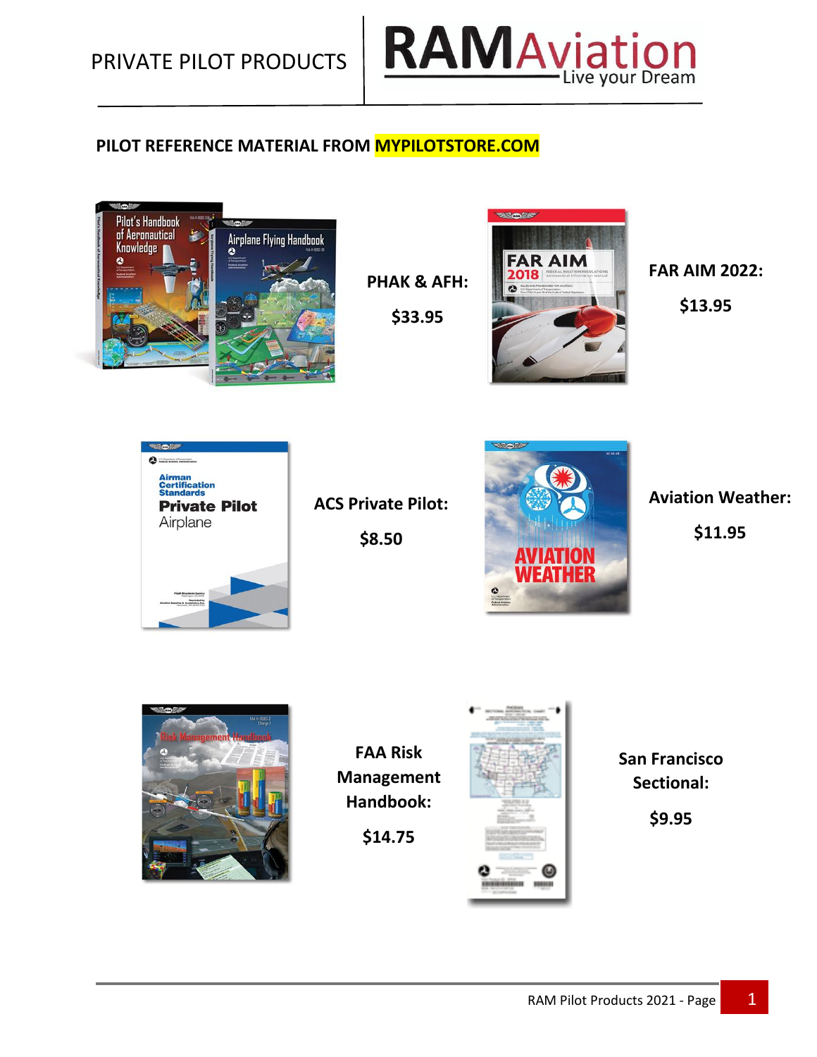# PRIVATE PILOT PRODUCTS

RAMAviation – Live your Dream

## PILOT REFERENCE MATERIAL FROM MYPILOTSTORE.COM

**PHAK & AFH:**

**$33.95**

**FAR AIM 2022:**

**$13.95**

**ACS Private Pilot:**

**$8.50**

**Aviation Weather:**

**$11.95**

**FAA Risk Management Handbook:**

**$14.75**

**San Francisco Sectional:**

**$9.95**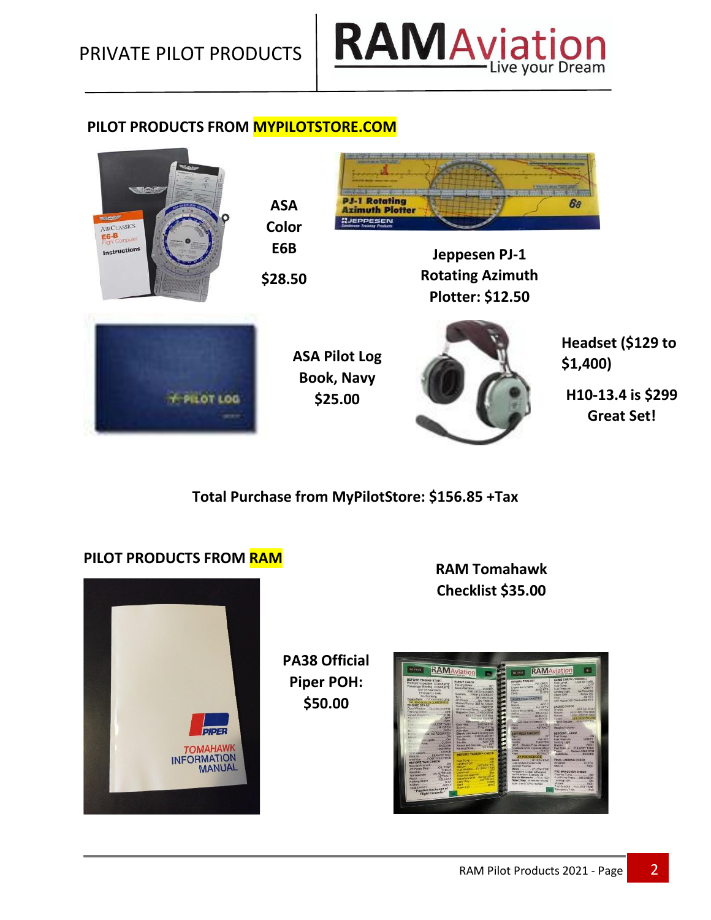## PILOT PRODUCTS FROM MYPILOTSTORE.COM

**ASA Color E6B**

**$28.50**

**Jeppesen PJ-1 Rotating Azimuth Plotter: $12.50**

**ASA Pilot Log Book, Navy $25.00**

**Headset ($129 to $1,400)**

**H10-13.4 is $299 Great Set!**

**Total Purchase from MyPilotStore: $156.85 +Tax**

## PILOT PRODUCTS FROM RAM

**RAM Tomahawk Checklist $35.00**

**PA38 Official Piper POH: $50.00**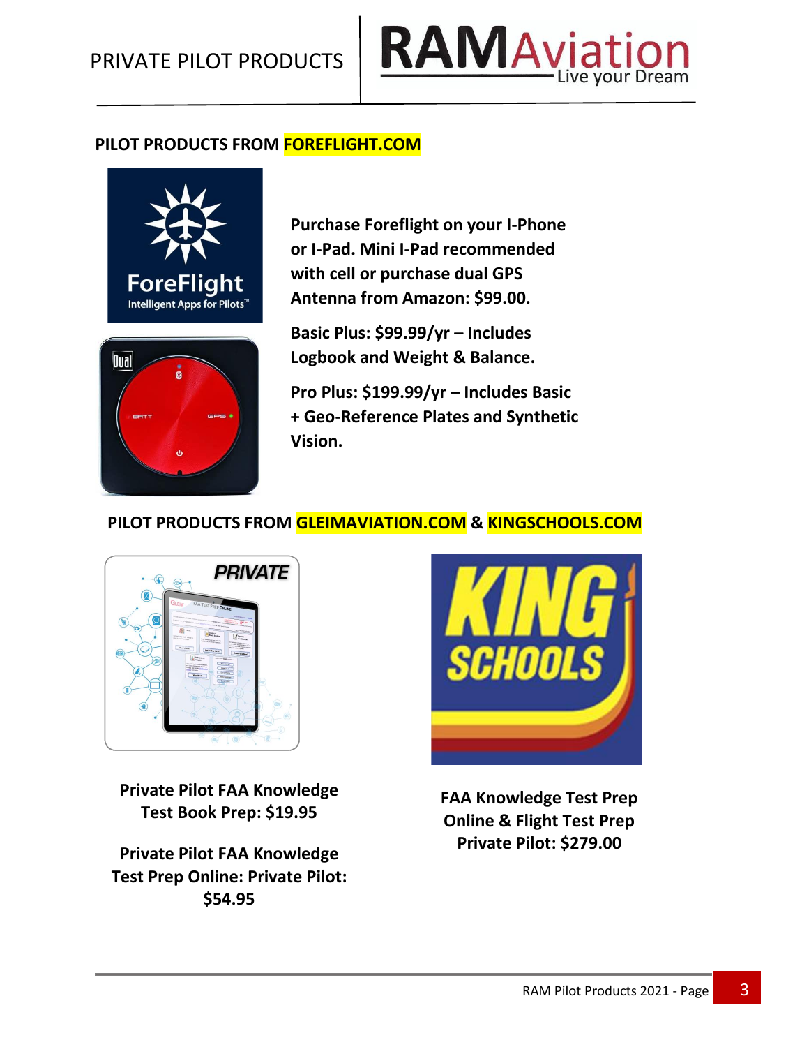## PILOT PRODUCTS FROM FOREFLIGHT.COM

**Purchase Foreflight on your I-Phone or I-Pad. Mini I-Pad recommended with cell or purchase dual GPS Antenna from Amazon: $99.00.**

**Basic Plus: $99.99/yr – Includes Logbook and Weight & Balance.**

**Pro Plus: $199.99/yr – Includes Basic + Geo-Reference Plates and Synthetic Vision.**

## PILOT PRODUCTS FROM GLEIMAVIATION.COM & KINGSCHOOLS.COM

**Private Pilot FAA Knowledge Test Book Prep: $19.95**

**Private Pilot FAA Knowledge Test Prep Online: Private Pilot: $54.95**

**FAA Knowledge Test Prep Online & Flight Test Prep Private Pilot: $279.00**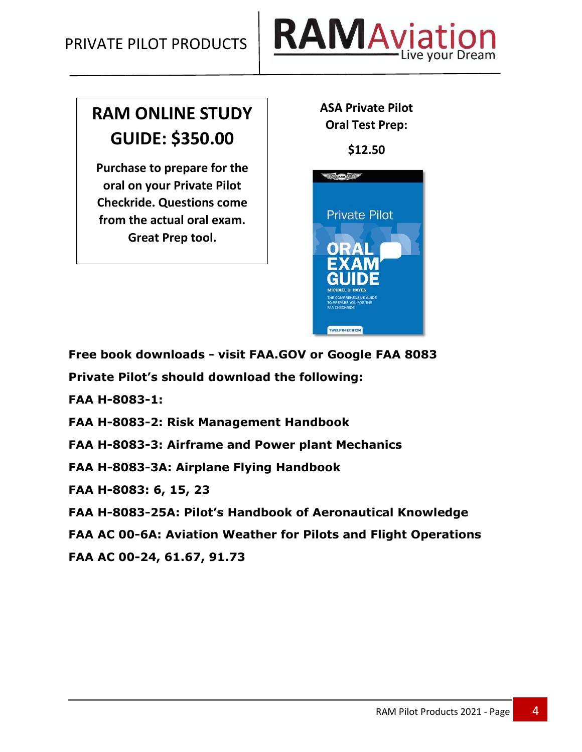## RAM ONLINE STUDY GUIDE: $350.00

**Purchase to prepare for the oral on your Private Pilot Checkride. Questions come from the actual oral exam. Great Prep tool.**

**ASA Private Pilot Oral Test Prep:**

**$12.50**

**Free book downloads - visit FAA.GOV or Google FAA 8083**

**Private Pilot's should download the following:**

**FAA H-8083-1:**

**FAA H-8083-2: Risk Management Handbook**

**FAA H-8083-3: Airframe and Power plant Mechanics**

**FAA H-8083-3A: Airplane Flying Handbook**

**FAA H-8083: 6, 15, 23**

**FAA H-8083-25A: Pilot's Handbook of Aeronautical Knowledge**

**FAA AC 00-6A: Aviation Weather for Pilots and Flight Operations**

**FAA AC 00-24, 61.67, 91.73**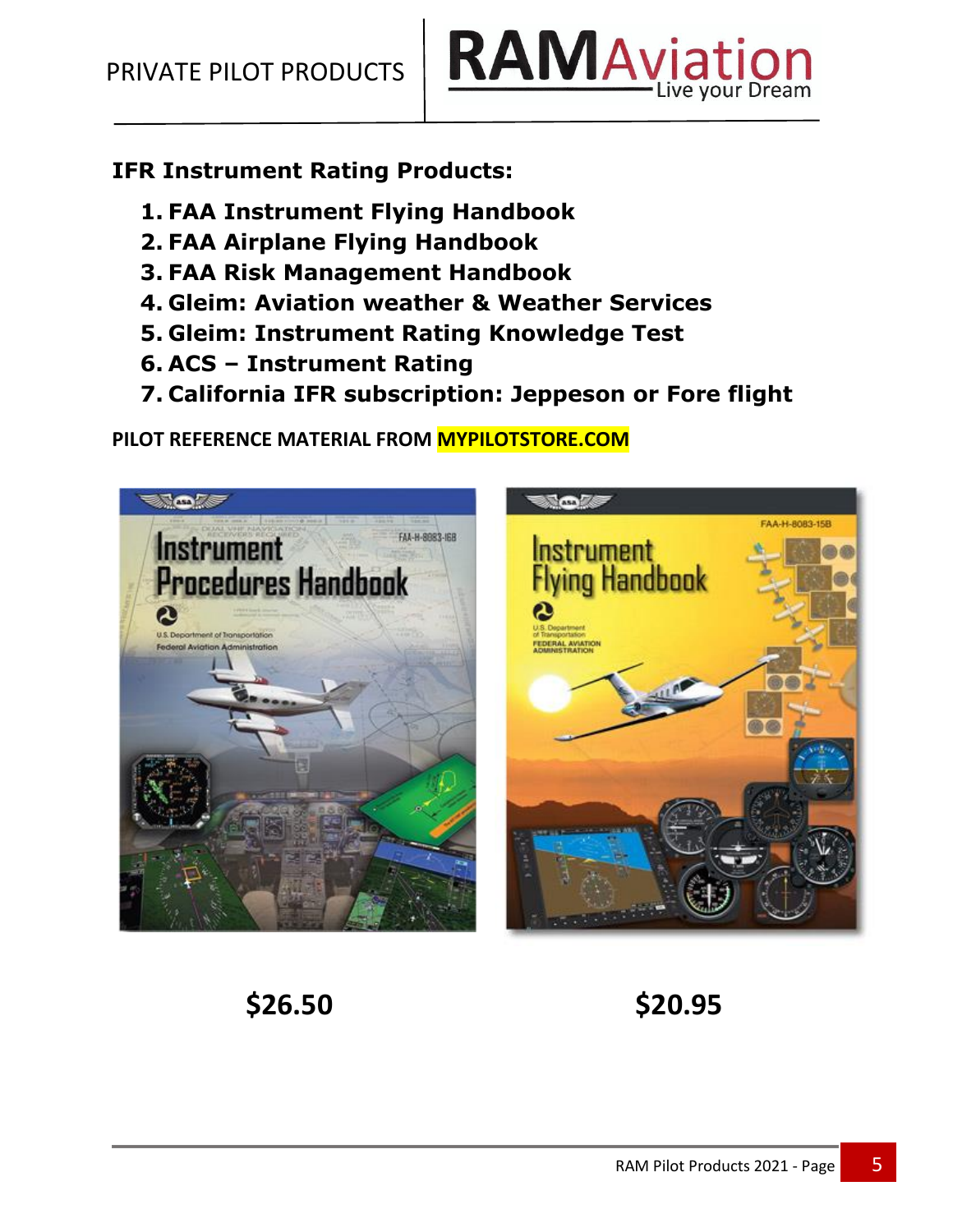**IFR Instrument Rating Products:**

1. **FAA Instrument Flying Handbook**
2. **FAA Airplane Flying Handbook**
3. **FAA Risk Management Handbook**
4. **Gleim: Aviation weather & Weather Services**
5. **Gleim: Instrument Rating Knowledge Test**
6. **ACS – Instrument Rating**
7. **California IFR subscription: Jeppeson or Fore flight**

**PILOT REFERENCE MATERIAL FROM MYPILOTSTORE.COM**

**$26.50**

**$20.95**